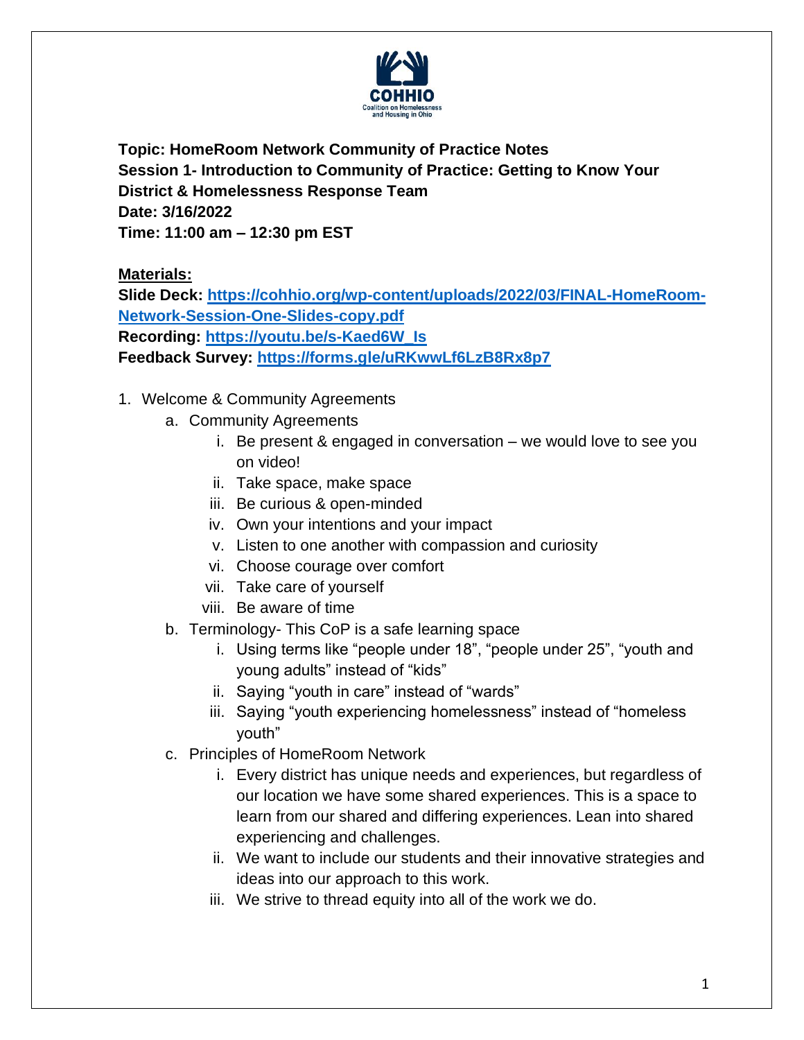**Topic: HomeRoom Network Community of Practice Notes**
**Session 1- Introduction to Community of Practice: Getting to Know Your District & Homelessness Response Team**
**Date: 3/16/2022**
**Time: 11:00 am – 12:30 pm EST**

**Materials:**

**Slide Deck: [https://cohhio.org/wp-content/uploads/2022/03/FINAL-HomeRoom-Network-Session-One-Slides-copy.pdf](https://cohhio.org/wp-content/uploads/2022/03/FINAL-HomeRoom-Network-Session-One-Slides-copy.pdf)**
**Recording: [https://youtu.be/s-Kaed6W_Is](https://youtu.be/s-Kaed6W_Is)**
**Feedback Survey: [https://forms.gle/uRKwwLf6LzB8Rx8p7](https://forms.gle/uRKwwLf6LzB8Rx8p7)**

1. Welcome & Community Agreements
    a. Community Agreements
        i. Be present & engaged in conversation – we would love to see you on video!
        ii. Take space, make space
        iii. Be curious & open-minded
        iv. Own your intentions and your impact
        v. Listen to one another with compassion and curiosity
        vi. Choose courage over comfort
        vii. Take care of yourself
        viii. Be aware of time
    b. Terminology- This CoP is a safe learning space
        i. Using terms like "people under 18", "people under 25", "youth and young adults" instead of "kids"
        ii. Saying "youth in care" instead of "wards"
        iii. Saying "youth experiencing homelessness" instead of "homeless youth"
    c. Principles of HomeRoom Network
        i. Every district has unique needs and experiences, but regardless of our location we have some shared experiences. This is a space to learn from our shared and differing experiences. Lean into shared experiencing and challenges.
        ii. We want to include our students and their innovative strategies and ideas into our approach to this work.
        iii. We strive to thread equity into all of the work we do.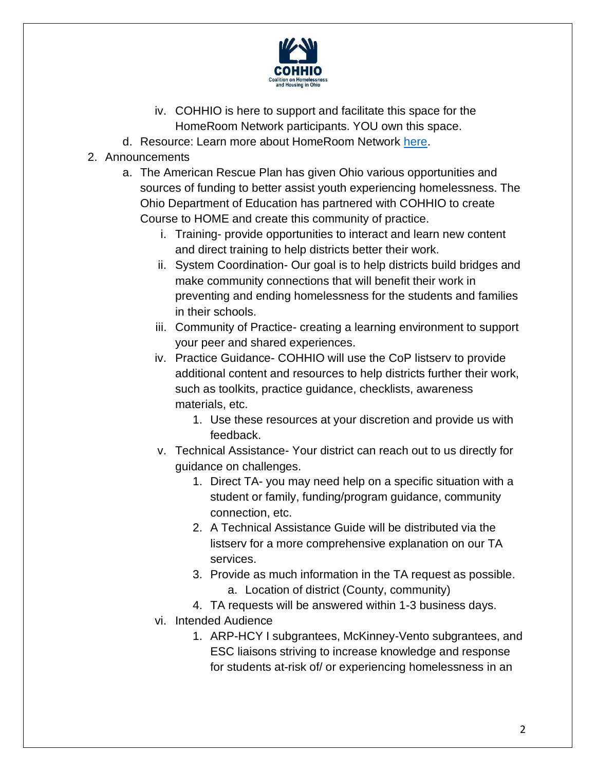iv. COHHIO is here to support and facilitate this space for the HomeRoom Network participants. YOU own this space.

   d. Resource: Learn more about HomeRoom Network here.

2. Announcements

   a. The American Rescue Plan has given Ohio various opportunities and sources of funding to better assist youth experiencing homelessness. The Ohio Department of Education has partnered with COHHIO to create Course to HOME and create this community of practice.

      i. Training- provide opportunities to interact and learn new content and direct training to help districts better their work.

      ii. System Coordination- Our goal is to help districts build bridges and make community connections that will benefit their work in preventing and ending homelessness for the students and families in their schools.

      iii. Community of Practice- creating a learning environment to support your peer and shared experiences.

      iv. Practice Guidance- COHHIO will use the CoP listserv to provide additional content and resources to help districts further their work, such as toolkits, practice guidance, checklists, awareness materials, etc.

         1. Use these resources at your discretion and provide us with feedback.

      v. Technical Assistance- Your district can reach out to us directly for guidance on challenges.

         1. Direct TA- you may need help on a specific situation with a student or family, funding/program guidance, community connection, etc.
         2. A Technical Assistance Guide will be distributed via the listserv for a more comprehensive explanation on our TA services.
         3. Provide as much information in the TA request as possible.
            a. Location of district (County, community)
         4. TA requests will be answered within 1-3 business days.

      vi. Intended Audience

         1. ARP-HCY I subgrantees, McKinney-Vento subgrantees, and ESC liaisons striving to increase knowledge and response for students at-risk of/ or experiencing homelessness in an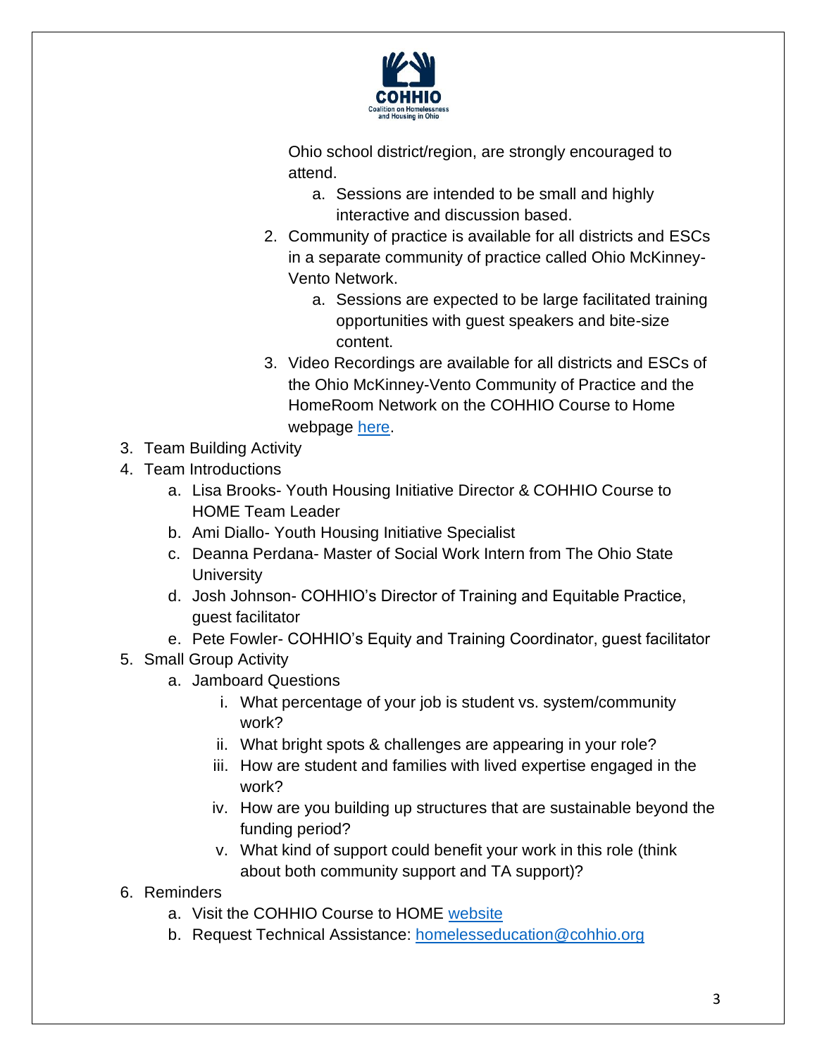Ohio school district/region, are strongly encouraged to attend.

    a. Sessions are intended to be small and highly interactive and discussion based.

  2. Community of practice is available for all districts and ESCs in a separate community of practice called Ohio McKinney-Vento Network.
     a. Sessions are expected to be large facilitated training opportunities with guest speakers and bite-size content.
  3. Video Recordings are available for all districts and ESCs of the Ohio McKinney-Vento Community of Practice and the HomeRoom Network on the COHHIO Course to Home webpage here.

3. Team Building Activity
4. Team Introductions
   a. Lisa Brooks- Youth Housing Initiative Director & COHHIO Course to HOME Team Leader
   b. Ami Diallo- Youth Housing Initiative Specialist
   c. Deanna Perdana- Master of Social Work Intern from The Ohio State University
   d. Josh Johnson- COHHIO's Director of Training and Equitable Practice, guest facilitator
   e. Pete Fowler- COHHIO's Equity and Training Coordinator, guest facilitator
5. Small Group Activity
   a. Jamboard Questions
      i. What percentage of your job is student vs. system/community work?
      ii. What bright spots & challenges are appearing in your role?
      iii. How are student and families with lived expertise engaged in the work?
      iv. How are you building up structures that are sustainable beyond the funding period?
      v. What kind of support could benefit your work in this role (think about both community support and TA support)?
6. Reminders
   a. Visit the COHHIO Course to HOME website
   b. Request Technical Assistance: homelesseducation@cohhio.org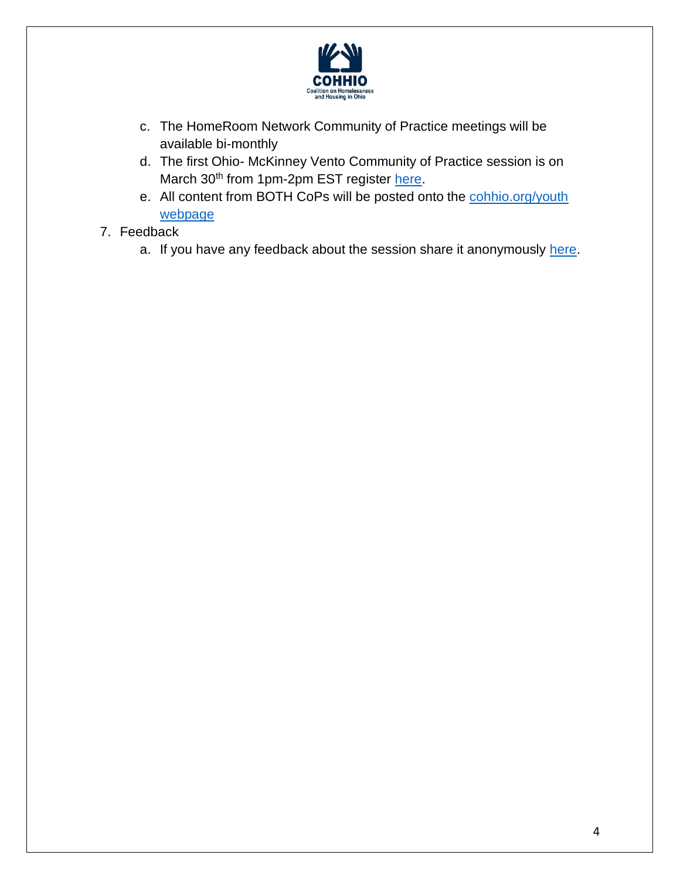c. The HomeRoom Network Community of Practice meetings will be available bi-monthly
d. The first Ohio- McKinney Vento Community of Practice session is on March 30th from 1pm-2pm EST register here.
e. All content from BOTH CoPs will be posted onto the cohhio.org/youth webpage

7. Feedback
   a. If you have any feedback about the session share it anonymously here.